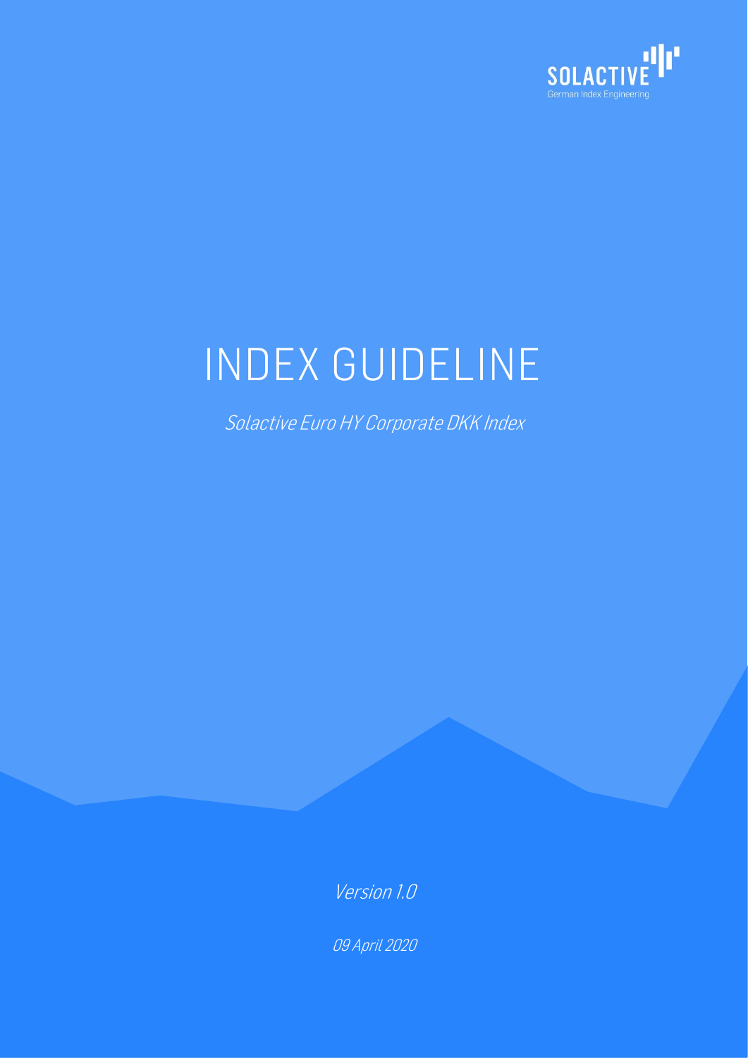SOLACTIVE

German Index Engineering

# INDEX GUIDELINE

*Solactive Euro HY Corporate DKK Index*

*Version 1.0*

*09 April 2020*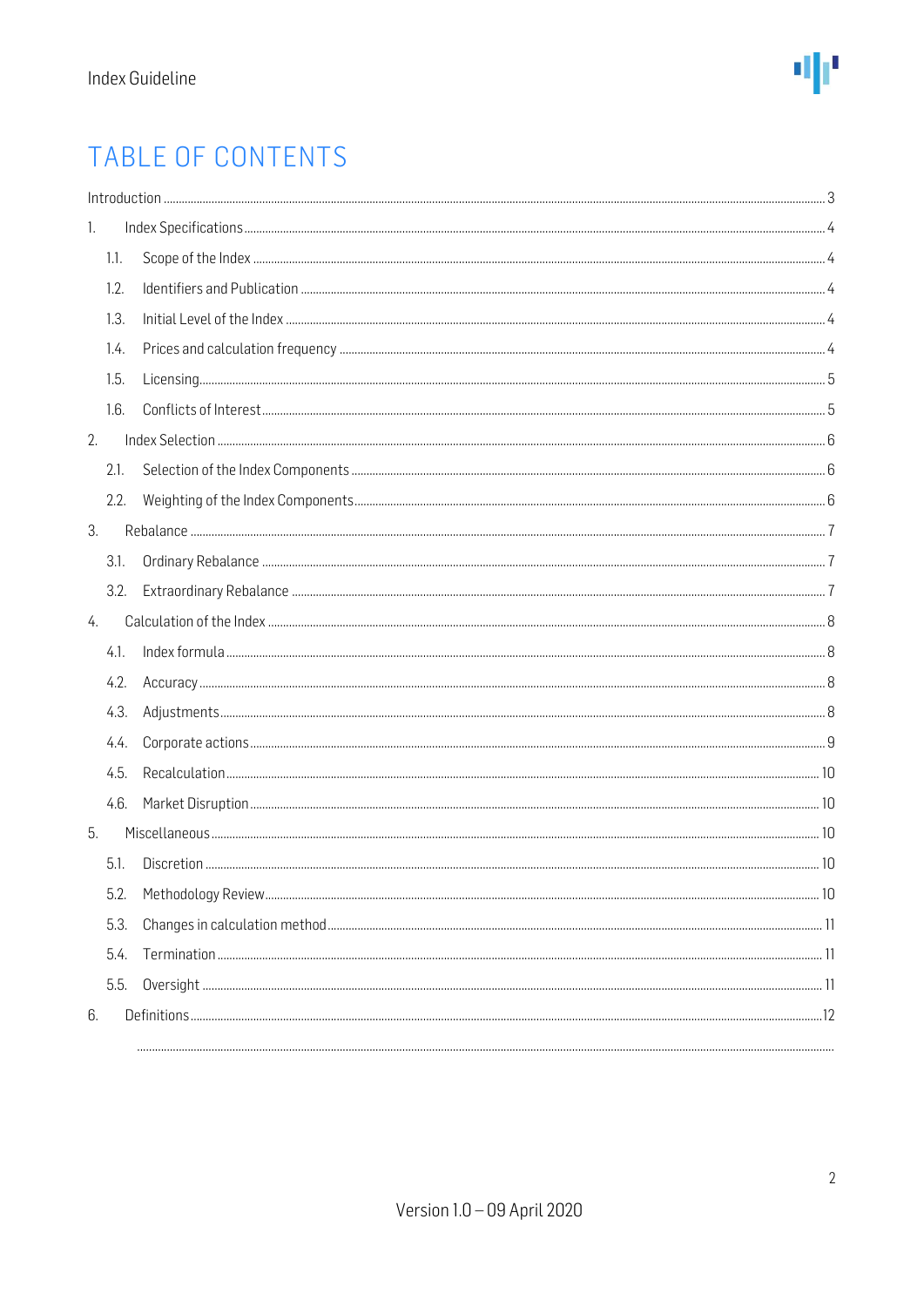# TABLE OF CONTENTS

Introduction ..... 3

1. Index Specifications ..... 4
   - 1.1. Scope of the Index ..... 4
   - 1.2. Identifiers and Publication ..... 4
   - 1.3. Initial Level of the Index ..... 4
   - 1.4. Prices and calculation frequency ..... 4
   - 1.5. Licensing ..... 5
   - 1.6. Conflicts of Interest ..... 5
2. Index Selection ..... 6
   - 2.1. Selection of the Index Components ..... 6
   - 2.2. Weighting of the Index Components ..... 6
3. Rebalance ..... 7
   - 3.1. Ordinary Rebalance ..... 7
   - 3.2. Extraordinary Rebalance ..... 7
4. Calculation of the Index ..... 8
   - 4.1. Index formula ..... 8
   - 4.2. Accuracy ..... 8
   - 4.3. Adjustments ..... 8
   - 4.4. Corporate actions ..... 9
   - 4.5. Recalculation ..... 10
   - 4.6. Market Disruption ..... 10
5. Miscellaneous ..... 10
   - 5.1. Discretion ..... 10
   - 5.2. Methodology Review ..... 10
   - 5.3. Changes in calculation method ..... 11
   - 5.4. Termination ..... 11
   - 5.5. Oversight ..... 11
6. Definitions ..... 12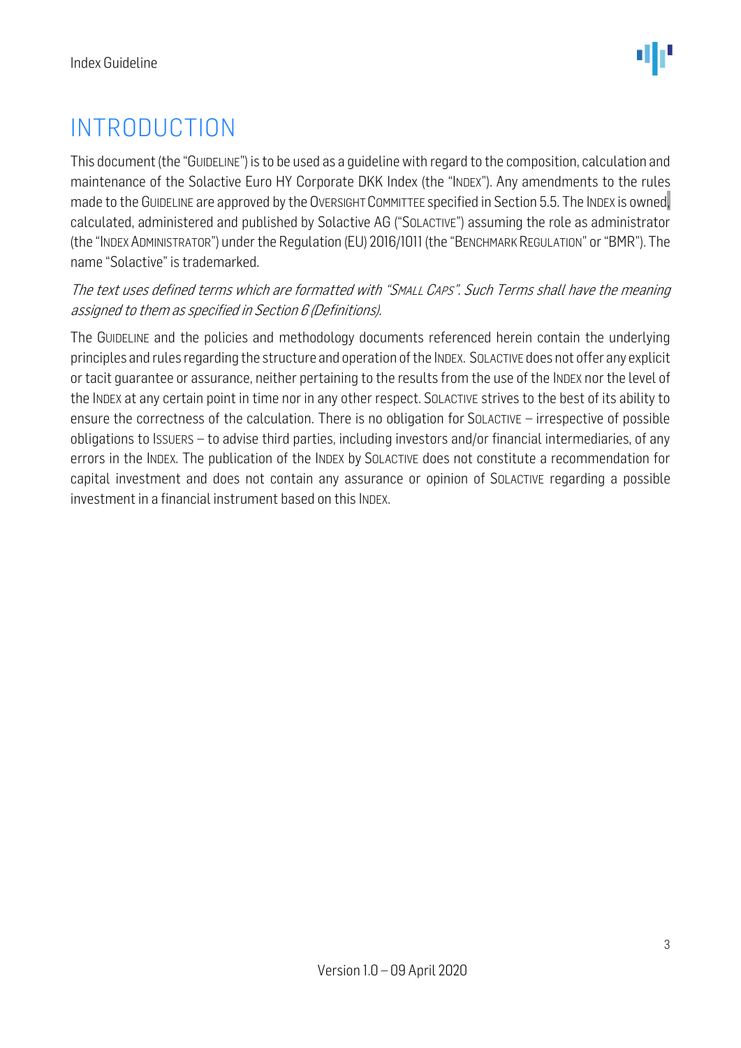# INTRODUCTION

This document (the "GUIDELINE") is to be used as a guideline with regard to the composition, calculation and maintenance of the Solactive Euro HY Corporate DKK Index (the "INDEX"). Any amendments to the rules made to the GUIDELINE are approved by the OVERSIGHT COMMITTEE specified in Section 5.5. The INDEX is owned, calculated, administered and published by Solactive AG ("SOLACTIVE") assuming the role as administrator (the "INDEX ADMINISTRATOR") under the Regulation (EU) 2016/1011 (the "BENCHMARK REGULATION" or "BMR"). The name "Solactive" is trademarked.

*The text uses defined terms which are formatted with "SMALL CAPS". Such Terms shall have the meaning assigned to them as specified in Section 6 (Definitions).*

The GUIDELINE and the policies and methodology documents referenced herein contain the underlying principles and rules regarding the structure and operation of the INDEX. SOLACTIVE does not offer any explicit or tacit guarantee or assurance, neither pertaining to the results from the use of the INDEX nor the level of the INDEX at any certain point in time nor in any other respect. SOLACTIVE strives to the best of its ability to ensure the correctness of the calculation. There is no obligation for SOLACTIVE – irrespective of possible obligations to ISSUERS – to advise third parties, including investors and/or financial intermediaries, of any errors in the INDEX. The publication of the INDEX by SOLACTIVE does not constitute a recommendation for capital investment and does not contain any assurance or opinion of SOLACTIVE regarding a possible investment in a financial instrument based on this INDEX.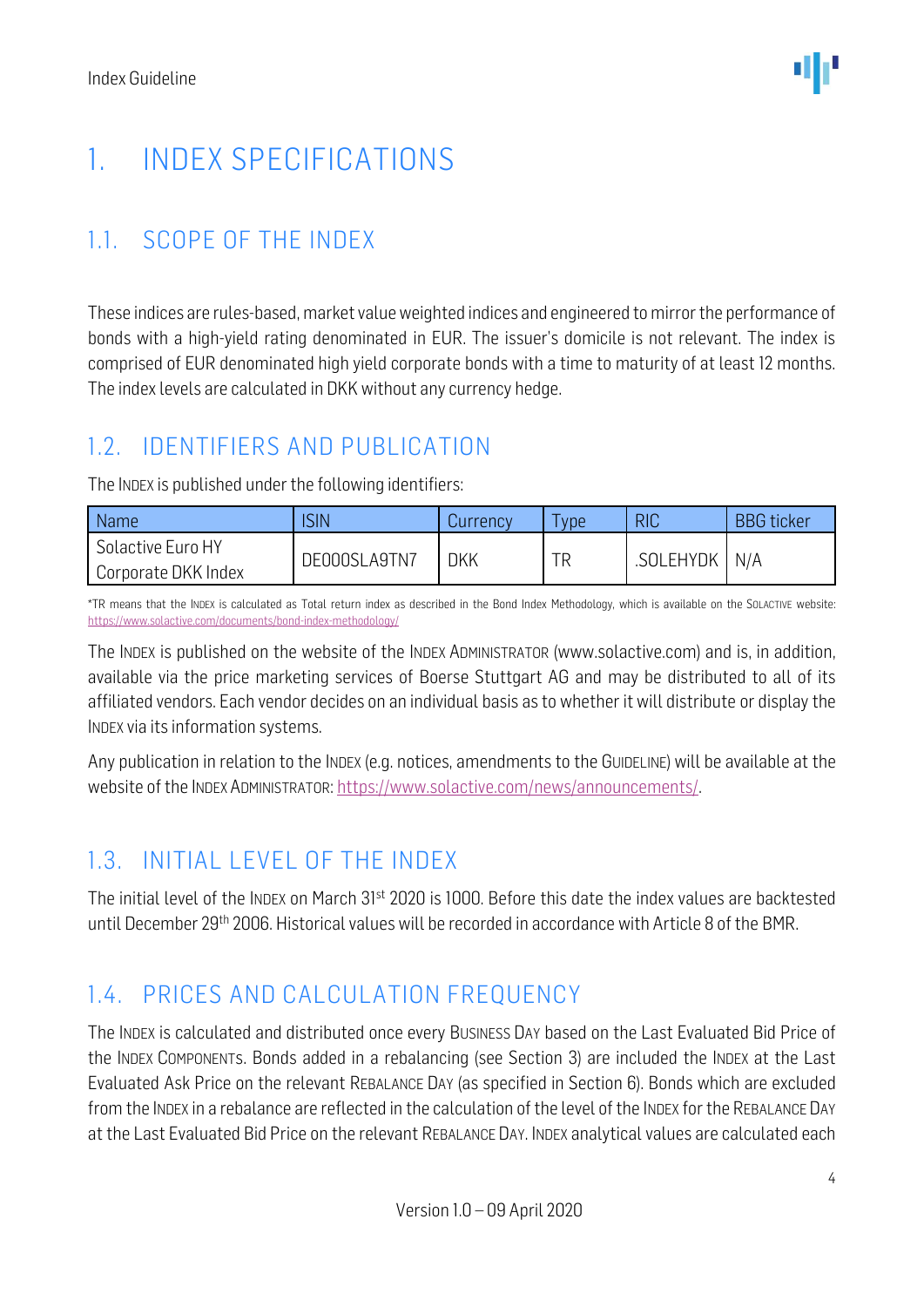# 1. INDEX SPECIFICATIONS

## 1.1. SCOPE OF THE INDEX

These indices are rules-based, market value weighted indices and engineered to mirror the performance of bonds with a high-yield rating denominated in EUR. The issuer's domicile is not relevant. The index is comprised of EUR denominated high yield corporate bonds with a time to maturity of at least 12 months. The index levels are calculated in DKK without any currency hedge.

## 1.2. IDENTIFIERS AND PUBLICATION

The INDEX is published under the following identifiers:

| Name | ISIN | Currency | Type | RIC | BBG ticker |
|---|---|---|---|---|---|
| Solactive Euro HY Corporate DKK Index | DE000SLA9TN7 | DKK | TR | .SOLEHYDK | N/A |

*TR means that the INDEX is calculated as Total return index as described in the Bond Index Methodology, which is available on the SOLACTIVE website: https://www.solactive.com/documents/bond-index-methodology/

The INDEX is published on the website of the INDEX ADMINISTRATOR (www.solactive.com) and is, in addition, available via the price marketing services of Boerse Stuttgart AG and may be distributed to all of its affiliated vendors. Each vendor decides on an individual basis as to whether it will distribute or display the INDEX via its information systems.

Any publication in relation to the INDEX (e.g. notices, amendments to the GUIDELINE) will be available at the website of the INDEX ADMINISTRATOR: https://www.solactive.com/news/announcements/.

## 1.3. INITIAL LEVEL OF THE INDEX

The initial level of the INDEX on March 31st 2020 is 1000. Before this date the index values are backtested until December 29th 2006. Historical values will be recorded in accordance with Article 8 of the BMR.

## 1.4. PRICES AND CALCULATION FREQUENCY

The INDEX is calculated and distributed once every BUSINESS DAY based on the Last Evaluated Bid Price of the INDEX COMPONENTS. Bonds added in a rebalancing (see Section 3) are included the INDEX at the Last Evaluated Ask Price on the relevant REBALANCE DAY (as specified in Section 6). Bonds which are excluded from the INDEX in a rebalance are reflected in the calculation of the level of the INDEX for the REBALANCE DAY at the Last Evaluated Bid Price on the relevant REBALANCE DAY. INDEX analytical values are calculated each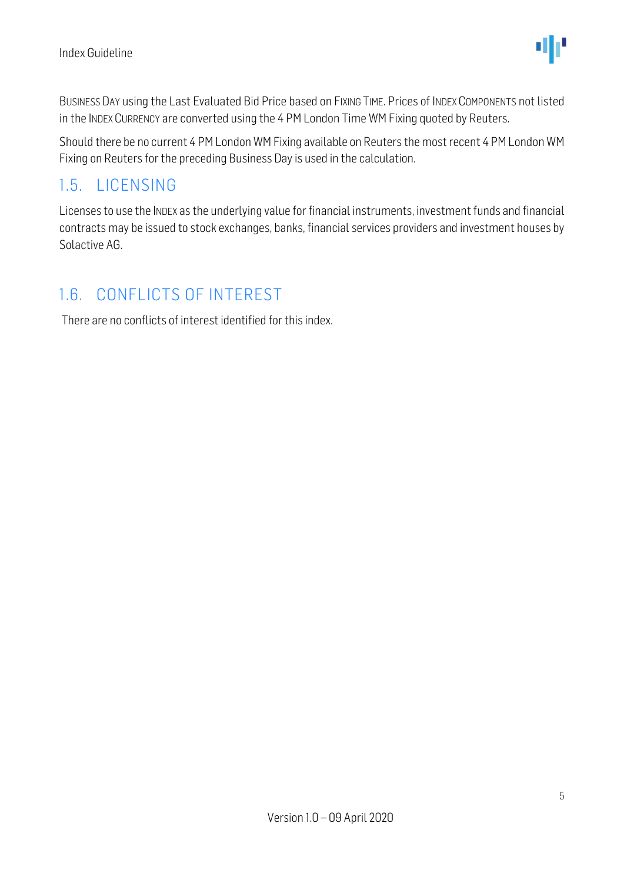BUSINESS DAY using the Last Evaluated Bid Price based on FIXING TIME. Prices of INDEX COMPONENTS not listed in the INDEX CURRENCY are converted using the 4 PM London Time WM Fixing quoted by Reuters.

Should there be no current 4 PM London WM Fixing available on Reuters the most recent 4 PM London WM Fixing on Reuters for the preceding Business Day is used in the calculation.

## 1.5. LICENSING

Licenses to use the INDEX as the underlying value for financial instruments, investment funds and financial contracts may be issued to stock exchanges, banks, financial services providers and investment houses by Solactive AG.

## 1.6. CONFLICTS OF INTEREST

There are no conflicts of interest identified for this index.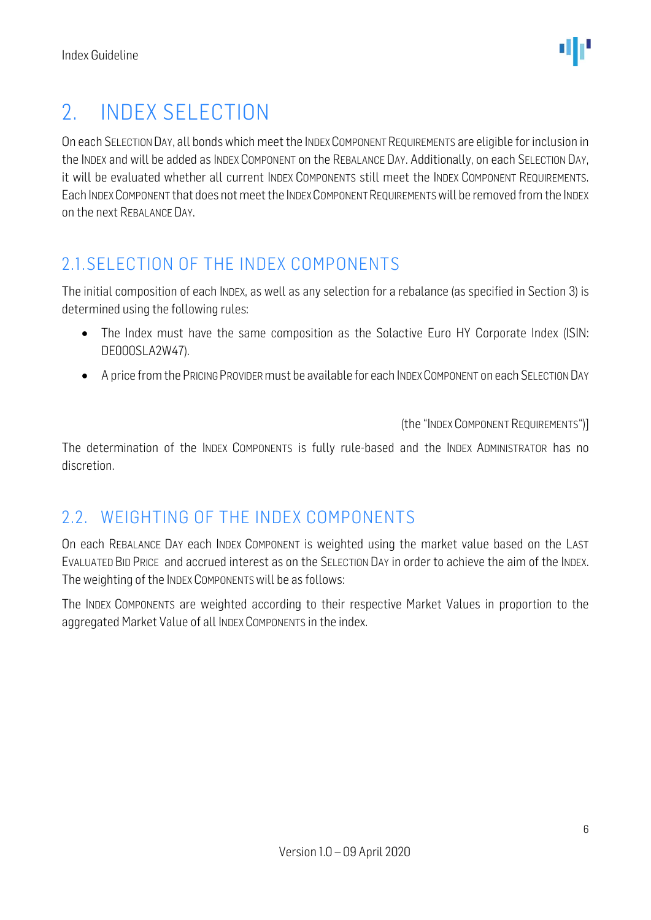# 2. INDEX SELECTION

On each SELECTION DAY, all bonds which meet the INDEX COMPONENT REQUIREMENTS are eligible for inclusion in the INDEX and will be added as INDEX COMPONENT on the REBALANCE DAY. Additionally, on each SELECTION DAY, it will be evaluated whether all current INDEX COMPONENTS still meet the INDEX COMPONENT REQUIREMENTS. Each INDEX COMPONENT that does not meet the INDEX COMPONENT REQUIREMENTS will be removed from the INDEX on the next REBALANCE DAY.

## 2.1. SELECTION OF THE INDEX COMPONENTS

The initial composition of each INDEX, as well as any selection for a rebalance (as specified in Section 3) is determined using the following rules:

- The Index must have the same composition as the Solactive Euro HY Corporate Index (ISIN: DE000SLA2W47).
- A price from the PRICING PROVIDER must be available for each INDEX COMPONENT on each SELECTION DAY

(the "INDEX COMPONENT REQUIREMENTS")]

The determination of the INDEX COMPONENTS is fully rule-based and the INDEX ADMINISTRATOR has no discretion.

## 2.2. WEIGHTING OF THE INDEX COMPONENTS

On each REBALANCE DAY each INDEX COMPONENT is weighted using the market value based on the LAST EVALUATED BID PRICE and accrued interest as on the SELECTION DAY in order to achieve the aim of the INDEX. The weighting of the INDEX COMPONENTS will be as follows:

The INDEX COMPONENTS are weighted according to their respective Market Values in proportion to the aggregated Market Value of all INDEX COMPONENTS in the index.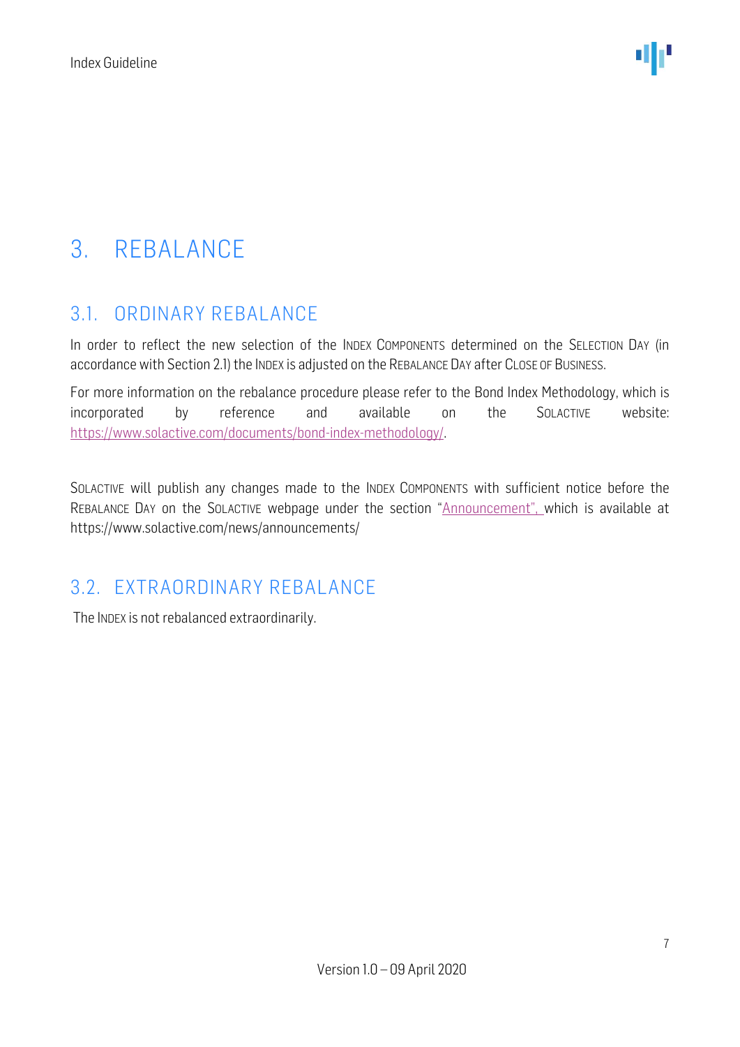# 3. REBALANCE

## 3.1. ORDINARY REBALANCE

In order to reflect the new selection of the INDEX COMPONENTS determined on the SELECTION DAY (in accordance with Section 2.1) the INDEX is adjusted on the REBALANCE DAY after CLOSE OF BUSINESS.

For more information on the rebalance procedure please refer to the Bond Index Methodology, which is incorporated by reference and available on the SOLACTIVE website: https://www.solactive.com/documents/bond-index-methodology/.

SOLACTIVE will publish any changes made to the INDEX COMPONENTS with sufficient notice before the REBALANCE DAY on the SOLACTIVE webpage under the section "Announcement", which is available at https://www.solactive.com/news/announcements/

## 3.2. EXTRAORDINARY REBALANCE

The INDEX is not rebalanced extraordinarily.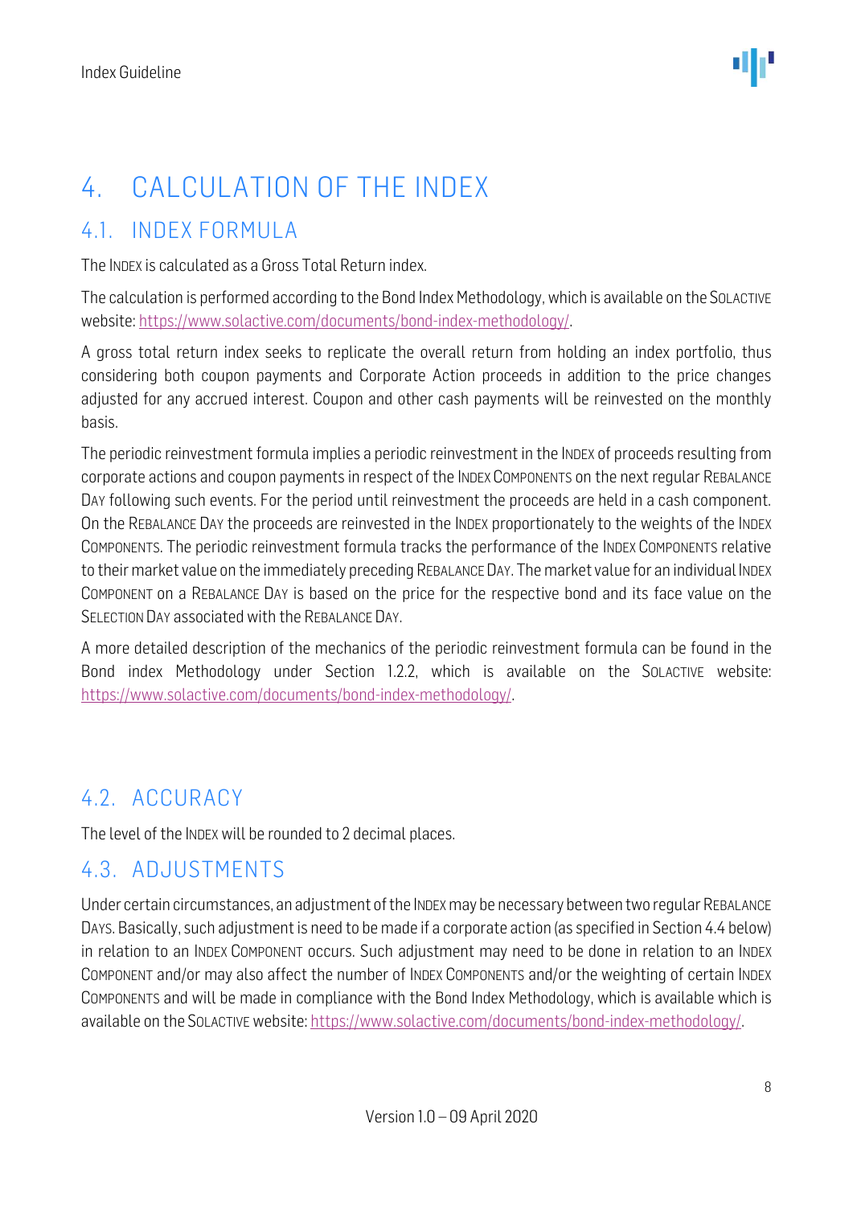# 4. CALCULATION OF THE INDEX

## 4.1. INDEX FORMULA

The INDEX is calculated as a Gross Total Return index.

The calculation is performed according to the Bond Index Methodology, which is available on the SOLACTIVE website: https://www.solactive.com/documents/bond-index-methodology/.

A gross total return index seeks to replicate the overall return from holding an index portfolio, thus considering both coupon payments and Corporate Action proceeds in addition to the price changes adjusted for any accrued interest. Coupon and other cash payments will be reinvested on the monthly basis.

The periodic reinvestment formula implies a periodic reinvestment in the INDEX of proceeds resulting from corporate actions and coupon payments in respect of the INDEX COMPONENTS on the next regular REBALANCE DAY following such events. For the period until reinvestment the proceeds are held in a cash component. On the REBALANCE DAY the proceeds are reinvested in the INDEX proportionately to the weights of the INDEX COMPONENTS. The periodic reinvestment formula tracks the performance of the INDEX COMPONENTS relative to their market value on the immediately preceding REBALANCE DAY. The market value for an individual INDEX COMPONENT on a REBALANCE DAY is based on the price for the respective bond and its face value on the SELECTION DAY associated with the REBALANCE DAY.

A more detailed description of the mechanics of the periodic reinvestment formula can be found in the Bond index Methodology under Section 1.2.2, which is available on the SOLACTIVE website: https://www.solactive.com/documents/bond-index-methodology/.

## 4.2. ACCURACY

The level of the INDEX will be rounded to 2 decimal places.

## 4.3. ADJUSTMENTS

Under certain circumstances, an adjustment of the INDEX may be necessary between two regular REBALANCE DAYS. Basically, such adjustment is need to be made if a corporate action (as specified in Section 4.4 below) in relation to an INDEX COMPONENT occurs. Such adjustment may need to be done in relation to an INDEX COMPONENT and/or may also affect the number of INDEX COMPONENTS and/or the weighting of certain INDEX COMPONENTS and will be made in compliance with the Bond Index Methodology, which is available which is available on the SOLACTIVE website: https://www.solactive.com/documents/bond-index-methodology/.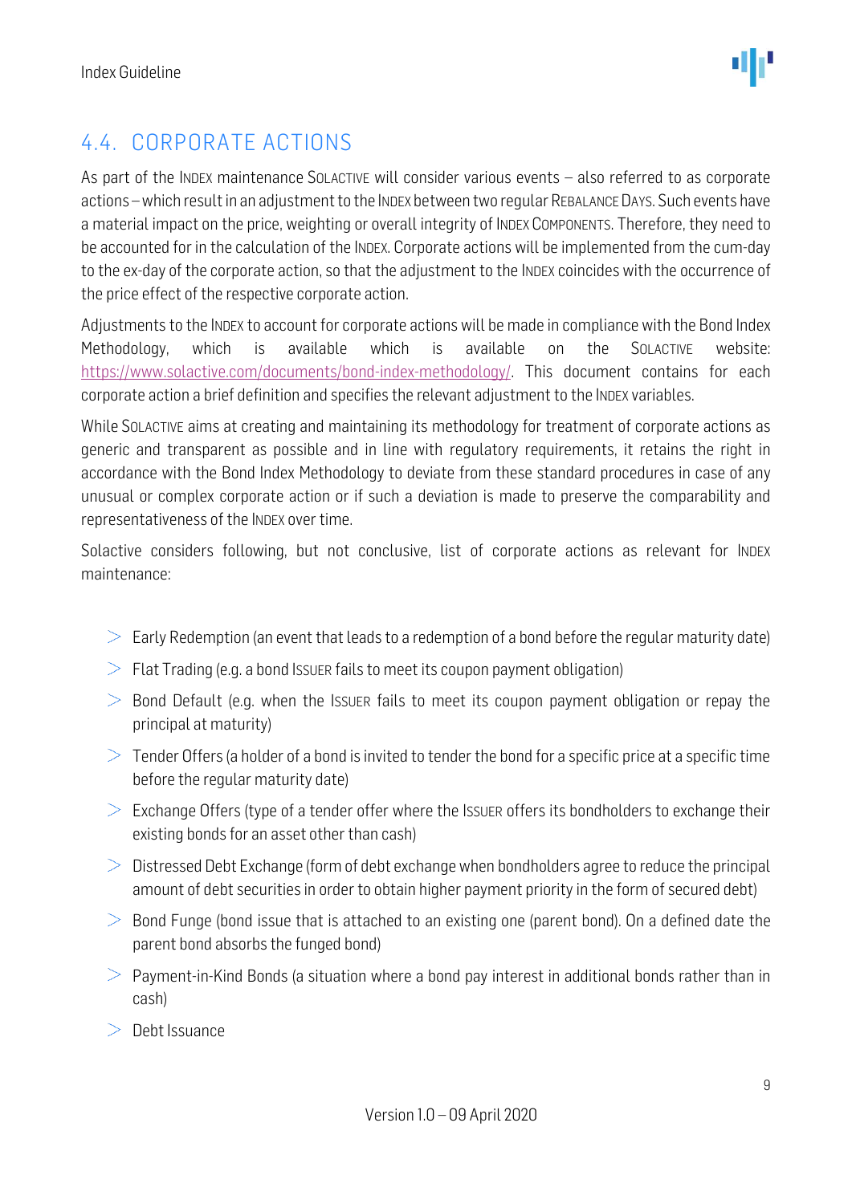## 4.4. CORPORATE ACTIONS

As part of the INDEX maintenance SOLACTIVE will consider various events – also referred to as corporate actions – which result in an adjustment to the INDEX between two regular REBALANCE DAYS. Such events have a material impact on the price, weighting or overall integrity of INDEX COMPONENTS. Therefore, they need to be accounted for in the calculation of the INDEX. Corporate actions will be implemented from the cum-day to the ex-day of the corporate action, so that the adjustment to the INDEX coincides with the occurrence of the price effect of the respective corporate action.

Adjustments to the INDEX to account for corporate actions will be made in compliance with the Bond Index Methodology, which is available which is available on the SOLACTIVE website: https://www.solactive.com/documents/bond-index-methodology/. This document contains for each corporate action a brief definition and specifies the relevant adjustment to the INDEX variables.

While SOLACTIVE aims at creating and maintaining its methodology for treatment of corporate actions as generic and transparent as possible and in line with regulatory requirements, it retains the right in accordance with the Bond Index Methodology to deviate from these standard procedures in case of any unusual or complex corporate action or if such a deviation is made to preserve the comparability and representativeness of the INDEX over time.

Solactive considers following, but not conclusive, list of corporate actions as relevant for INDEX maintenance:

- Early Redemption (an event that leads to a redemption of a bond before the regular maturity date)
- Flat Trading (e.g. a bond ISSUER fails to meet its coupon payment obligation)
- Bond Default (e.g. when the ISSUER fails to meet its coupon payment obligation or repay the principal at maturity)
- Tender Offers (a holder of a bond is invited to tender the bond for a specific price at a specific time before the regular maturity date)
- Exchange Offers (type of a tender offer where the ISSUER offers its bondholders to exchange their existing bonds for an asset other than cash)
- Distressed Debt Exchange (form of debt exchange when bondholders agree to reduce the principal amount of debt securities in order to obtain higher payment priority in the form of secured debt)
- Bond Funge (bond issue that is attached to an existing one (parent bond). On a defined date the parent bond absorbs the funged bond)
- Payment-in-Kind Bonds (a situation where a bond pay interest in additional bonds rather than in cash)
- Debt Issuance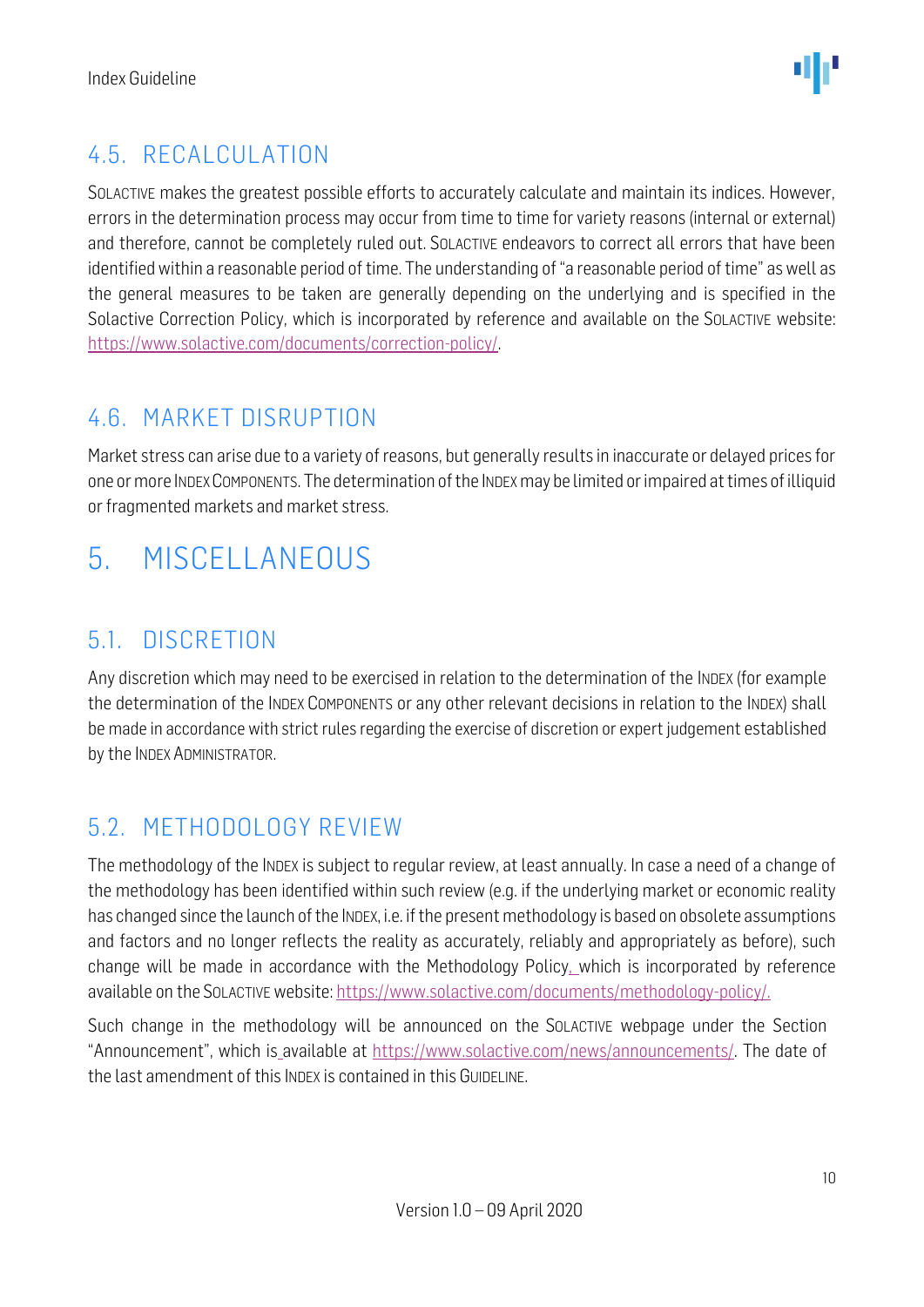## 4.5. RECALCULATION

SOLACTIVE makes the greatest possible efforts to accurately calculate and maintain its indices. However, errors in the determination process may occur from time to time for variety reasons (internal or external) and therefore, cannot be completely ruled out. SOLACTIVE endeavors to correct all errors that have been identified within a reasonable period of time. The understanding of "a reasonable period of time" as well as the general measures to be taken are generally depending on the underlying and is specified in the Solactive Correction Policy, which is incorporated by reference and available on the SOLACTIVE website: https://www.solactive.com/documents/correction-policy/.

## 4.6. MARKET DISRUPTION

Market stress can arise due to a variety of reasons, but generally results in inaccurate or delayed prices for one or more INDEX COMPONENTS. The determination of the INDEX may be limited or impaired at times of illiquid or fragmented markets and market stress.

# 5. MISCELLANEOUS

## 5.1. DISCRETION

Any discretion which may need to be exercised in relation to the determination of the INDEX (for example the determination of the INDEX COMPONENTS or any other relevant decisions in relation to the INDEX) shall be made in accordance with strict rules regarding the exercise of discretion or expert judgement established by the INDEX ADMINISTRATOR.

## 5.2. METHODOLOGY REVIEW

The methodology of the INDEX is subject to regular review, at least annually. In case a need of a change of the methodology has been identified within such review (e.g. if the underlying market or economic reality has changed since the launch of the INDEX, i.e. if the present methodology is based on obsolete assumptions and factors and no longer reflects the reality as accurately, reliably and appropriately as before), such change will be made in accordance with the Methodology Policy, which is incorporated by reference available on the SOLACTIVE website: https://www.solactive.com/documents/methodology-policy/.

Such change in the methodology will be announced on the SOLACTIVE webpage under the Section "Announcement", which is available at https://www.solactive.com/news/announcements/. The date of the last amendment of this INDEX is contained in this GUIDELINE.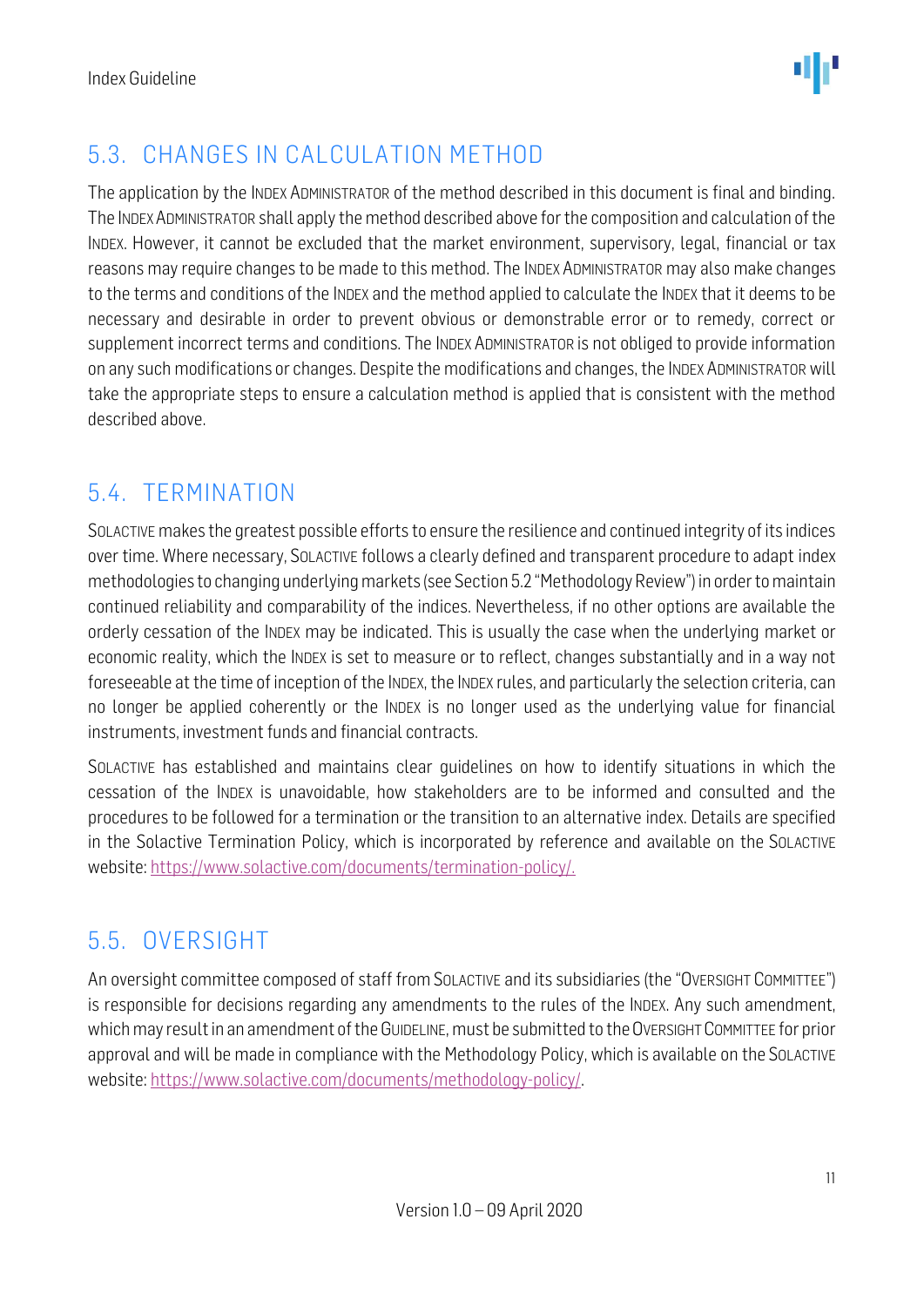## 5.3. CHANGES IN CALCULATION METHOD

The application by the INDEX ADMINISTRATOR of the method described in this document is final and binding. The INDEX ADMINISTRATOR shall apply the method described above for the composition and calculation of the INDEX. However, it cannot be excluded that the market environment, supervisory, legal, financial or tax reasons may require changes to be made to this method. The INDEX ADMINISTRATOR may also make changes to the terms and conditions of the INDEX and the method applied to calculate the INDEX that it deems to be necessary and desirable in order to prevent obvious or demonstrable error or to remedy, correct or supplement incorrect terms and conditions. The INDEX ADMINISTRATOR is not obliged to provide information on any such modifications or changes. Despite the modifications and changes, the INDEX ADMINISTRATOR will take the appropriate steps to ensure a calculation method is applied that is consistent with the method described above.

## 5.4. TERMINATION

SOLACTIVE makes the greatest possible efforts to ensure the resilience and continued integrity of its indices over time. Where necessary, SOLACTIVE follows a clearly defined and transparent procedure to adapt index methodologies to changing underlying markets (see Section 5.2 "Methodology Review") in order to maintain continued reliability and comparability of the indices. Nevertheless, if no other options are available the orderly cessation of the INDEX may be indicated. This is usually the case when the underlying market or economic reality, which the INDEX is set to measure or to reflect, changes substantially and in a way not foreseeable at the time of inception of the INDEX, the INDEX rules, and particularly the selection criteria, can no longer be applied coherently or the INDEX is no longer used as the underlying value for financial instruments, investment funds and financial contracts.

SOLACTIVE has established and maintains clear guidelines on how to identify situations in which the cessation of the INDEX is unavoidable, how stakeholders are to be informed and consulted and the procedures to be followed for a termination or the transition to an alternative index. Details are specified in the Solactive Termination Policy, which is incorporated by reference and available on the SOLACTIVE website: https://www.solactive.com/documents/termination-policy/.

## 5.5. OVERSIGHT

An oversight committee composed of staff from SOLACTIVE and its subsidiaries (the "OVERSIGHT COMMITTEE") is responsible for decisions regarding any amendments to the rules of the INDEX. Any such amendment, which may result in an amendment of the GUIDELINE, must be submitted to the OVERSIGHT COMMITTEE for prior approval and will be made in compliance with the Methodology Policy, which is available on the SOLACTIVE website: https://www.solactive.com/documents/methodology-policy/.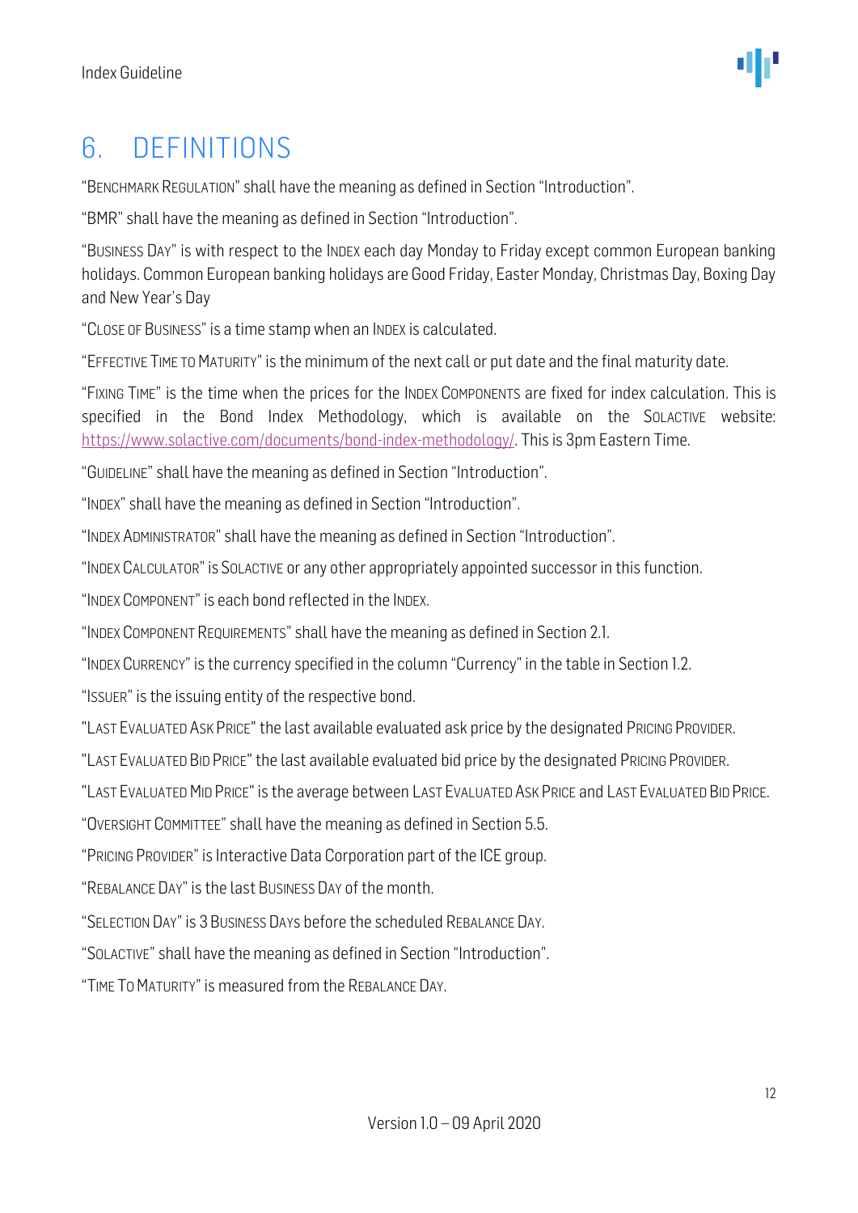# 6. DEFINITIONS

"BENCHMARK REGULATION" shall have the meaning as defined in Section "Introduction".

"BMR" shall have the meaning as defined in Section "Introduction".

"BUSINESS DAY" is with respect to the INDEX each day Monday to Friday except common European banking holidays. Common European banking holidays are Good Friday, Easter Monday, Christmas Day, Boxing Day and New Year's Day

"CLOSE OF BUSINESS" is a time stamp when an INDEX is calculated.

"EFFECTIVE TIME TO MATURITY" is the minimum of the next call or put date and the final maturity date.

"FIXING TIME" is the time when the prices for the INDEX COMPONENTS are fixed for index calculation. This is specified in the Bond Index Methodology, which is available on the SOLACTIVE website: https://www.solactive.com/documents/bond-index-methodology/. This is 3pm Eastern Time.

"GUIDELINE" shall have the meaning as defined in Section "Introduction".

"INDEX" shall have the meaning as defined in Section "Introduction".

"INDEX ADMINISTRATOR" shall have the meaning as defined in Section "Introduction".

"INDEX CALCULATOR" is SOLACTIVE or any other appropriately appointed successor in this function.

"INDEX COMPONENT" is each bond reflected in the INDEX.

"INDEX COMPONENT REQUIREMENTS" shall have the meaning as defined in Section 2.1.

"INDEX CURRENCY" is the currency specified in the column "Currency" in the table in Section 1.2.

"ISSUER" is the issuing entity of the respective bond.

"LAST EVALUATED ASK PRICE" the last available evaluated ask price by the designated PRICING PROVIDER.

"LAST EVALUATED BID PRICE" the last available evaluated bid price by the designated PRICING PROVIDER.

"LAST EVALUATED MID PRICE" is the average between LAST EVALUATED ASK PRICE and LAST EVALUATED BID PRICE.

"OVERSIGHT COMMITTEE" shall have the meaning as defined in Section 5.5.

"PRICING PROVIDER" is Interactive Data Corporation part of the ICE group.

"REBALANCE DAY" is the last BUSINESS DAY of the month.

"SELECTION DAY" is 3 BUSINESS DAYS before the scheduled REBALANCE DAY.

"SOLACTIVE" shall have the meaning as defined in Section "Introduction".

"TIME TO MATURITY" is measured from the REBALANCE DAY.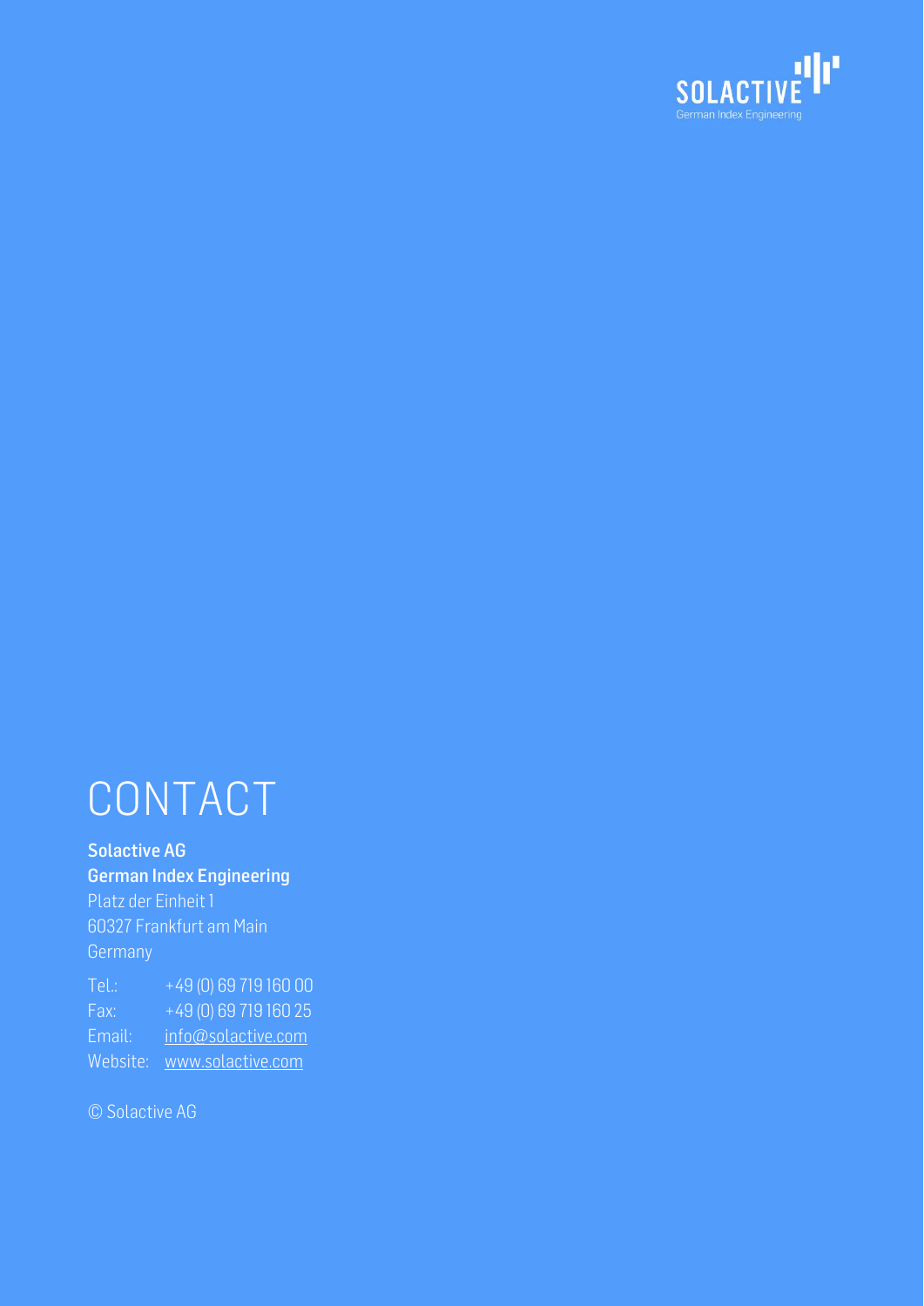# CONTACT

**Solactive AG**
**German Index Engineering**
Platz der Einheit 1
60327 Frankfurt am Main
Germany

Tel.: +49 (0) 69 719 160 00
Fax: +49 (0) 69 719 160 25
Email: info@solactive.com
Website: www.solactive.com

© Solactive AG